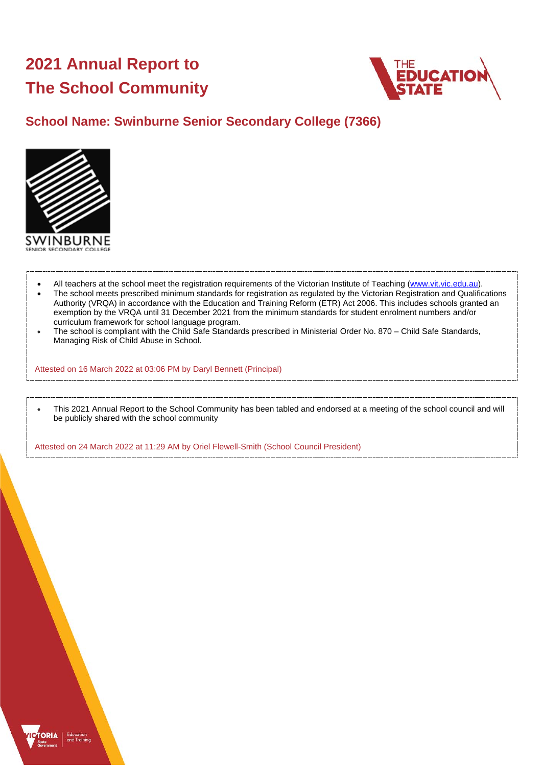# 2021 Annual Report to The School Community

## School Name: Swinburne Senior Secondary College (7366)

- All teachers at the school meet the registration requirements of the Victorian Institute of Teaching (www.vit.vic.edu.au).
- The school meets prescribed minimum standards for registration as regulated by the Victorian Registration and Qualifications Authority (VRQA) in accordance with the Education and Training Reform (ETR) Act 2006. This includes schools granted an exemption by the VRQA until 31 December 2021 from the minimum standards for student enrolment numbers and/or curriculum framework for school language program.
- The school is compliant with the Child Safe Standards prescribed in Ministerial Order No. 870 – Child Safe Standards, Managing Risk of Child Abuse in School.

Attested on 16 March 2022 at 03:06 PM by Daryl Bennett (Principal)

- This 2021 Annual Report to the School Community has been tabled and endorsed at a meeting of the school council and will be publicly shared with the school community

Attested on 24 March 2022 at 11:29 AM by Oriel Flewell-Smith (School Council President)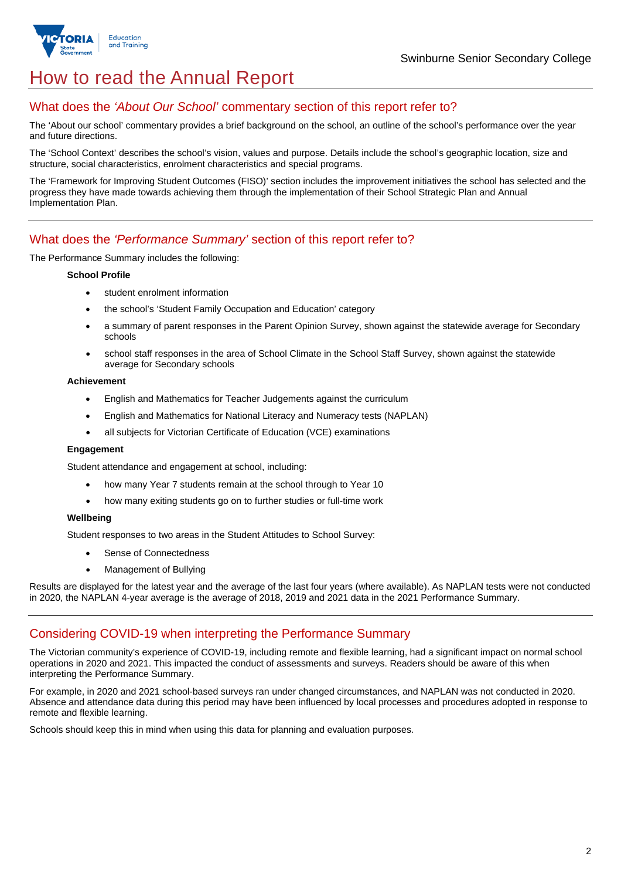# How to read the Annual Report

## What does the *'About Our School'* commentary section of this report refer to?

The 'About our school' commentary provides a brief background on the school, an outline of the school's performance over the year and future directions.

The 'School Context' describes the school's vision, values and purpose. Details include the school's geographic location, size and structure, social characteristics, enrolment characteristics and special programs.

The 'Framework for Improving Student Outcomes (FISO)' section includes the improvement initiatives the school has selected and the progress they have made towards achieving them through the implementation of their School Strategic Plan and Annual Implementation Plan.

## What does the *'Performance Summary'* section of this report refer to?

The Performance Summary includes the following:

**School Profile**

- student enrolment information
- the school's 'Student Family Occupation and Education' category
- a summary of parent responses in the Parent Opinion Survey, shown against the statewide average for Secondary schools
- school staff responses in the area of School Climate in the School Staff Survey, shown against the statewide average for Secondary schools

**Achievement**

- English and Mathematics for Teacher Judgements against the curriculum
- English and Mathematics for National Literacy and Numeracy tests (NAPLAN)
- all subjects for Victorian Certificate of Education (VCE) examinations

**Engagement**

Student attendance and engagement at school, including:

- how many Year 7 students remain at the school through to Year 10
- how many exiting students go on to further studies or full-time work

**Wellbeing**

Student responses to two areas in the Student Attitudes to School Survey:

- Sense of Connectedness
- Management of Bullying

Results are displayed for the latest year and the average of the last four years (where available). As NAPLAN tests were not conducted in 2020, the NAPLAN 4-year average is the average of 2018, 2019 and 2021 data in the 2021 Performance Summary.

## Considering COVID-19 when interpreting the Performance Summary

The Victorian community's experience of COVID-19, including remote and flexible learning, had a significant impact on normal school operations in 2020 and 2021. This impacted the conduct of assessments and surveys. Readers should be aware of this when interpreting the Performance Summary.

For example, in 2020 and 2021 school-based surveys ran under changed circumstances, and NAPLAN was not conducted in 2020. Absence and attendance data during this period may have been influenced by local processes and procedures adopted in response to remote and flexible learning.

Schools should keep this in mind when using this data for planning and evaluation purposes.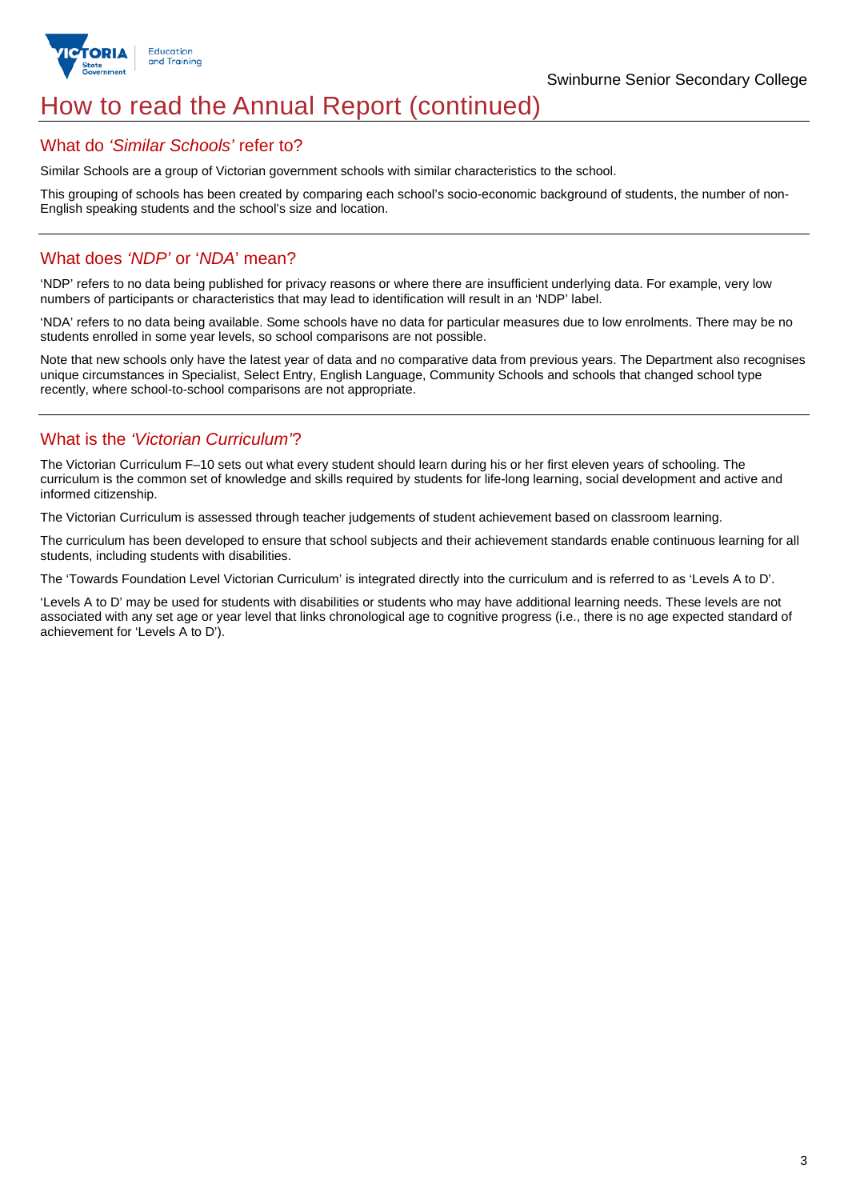# How to read the Annual Report (continued)

## What do *'Similar Schools'* refer to?

Similar Schools are a group of Victorian government schools with similar characteristics to the school.

This grouping of schools has been created by comparing each school's socio-economic background of students, the number of non-English speaking students and the school's size and location.

## What does *'NDP'* or '*NDA*' mean?

'NDP' refers to no data being published for privacy reasons or where there are insufficient underlying data. For example, very low numbers of participants or characteristics that may lead to identification will result in an 'NDP' label.

'NDA' refers to no data being available. Some schools have no data for particular measures due to low enrolments. There may be no students enrolled in some year levels, so school comparisons are not possible.

Note that new schools only have the latest year of data and no comparative data from previous years. The Department also recognises unique circumstances in Specialist, Select Entry, English Language, Community Schools and schools that changed school type recently, where school-to-school comparisons are not appropriate.

## What is the *'Victorian Curriculum'*?

The Victorian Curriculum F–10 sets out what every student should learn during his or her first eleven years of schooling. The curriculum is the common set of knowledge and skills required by students for life-long learning, social development and active and informed citizenship.

The Victorian Curriculum is assessed through teacher judgements of student achievement based on classroom learning.

The curriculum has been developed to ensure that school subjects and their achievement standards enable continuous learning for all students, including students with disabilities.

The 'Towards Foundation Level Victorian Curriculum' is integrated directly into the curriculum and is referred to as 'Levels A to D'.

'Levels A to D' may be used for students with disabilities or students who may have additional learning needs. These levels are not associated with any set age or year level that links chronological age to cognitive progress (i.e., there is no age expected standard of achievement for 'Levels A to D').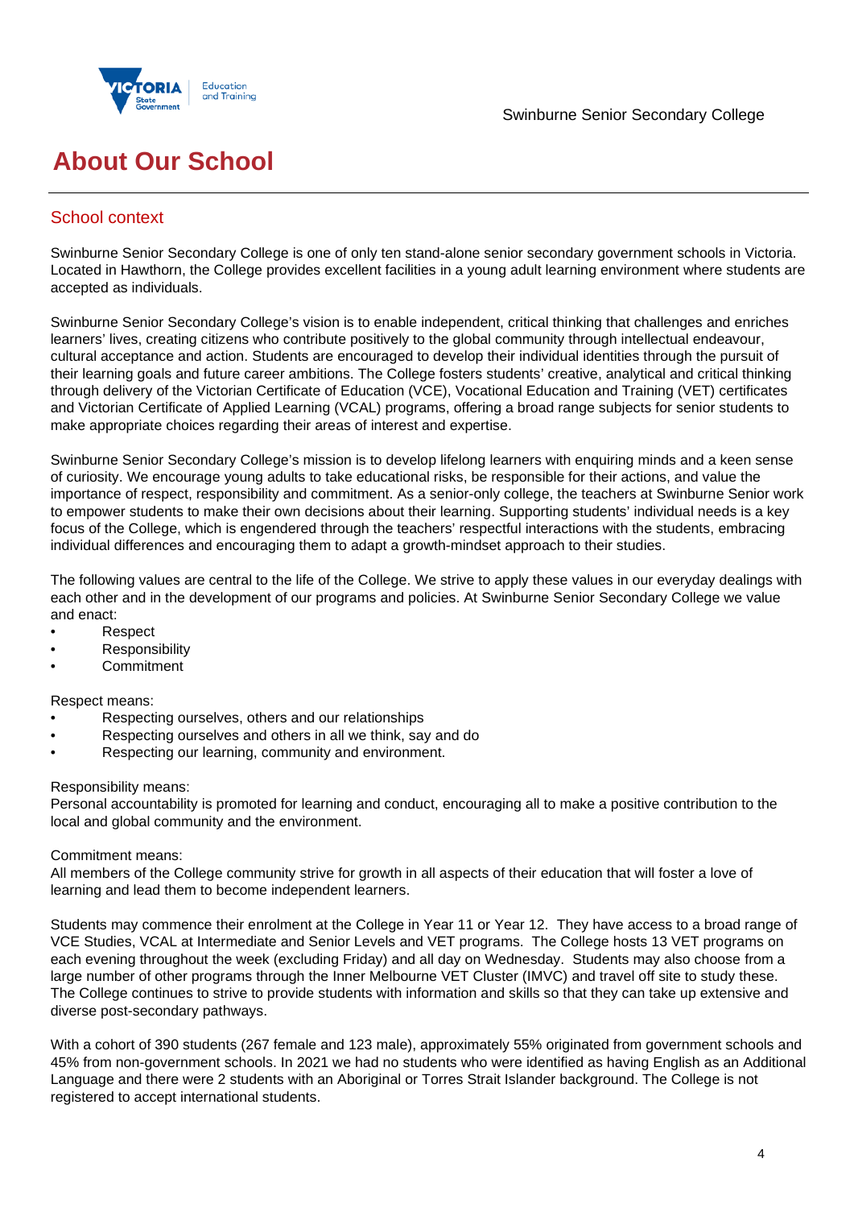# About Our School

## School context

Swinburne Senior Secondary College is one of only ten stand-alone senior secondary government schools in Victoria. Located in Hawthorn, the College provides excellent facilities in a young adult learning environment where students are accepted as individuals.

Swinburne Senior Secondary College's vision is to enable independent, critical thinking that challenges and enriches learners' lives, creating citizens who contribute positively to the global community through intellectual endeavour, cultural acceptance and action. Students are encouraged to develop their individual identities through the pursuit of their learning goals and future career ambitions. The College fosters students' creative, analytical and critical thinking through delivery of the Victorian Certificate of Education (VCE), Vocational Education and Training (VET) certificates and Victorian Certificate of Applied Learning (VCAL) programs, offering a broad range subjects for senior students to make appropriate choices regarding their areas of interest and expertise.

Swinburne Senior Secondary College's mission is to develop lifelong learners with enquiring minds and a keen sense of curiosity. We encourage young adults to take educational risks, be responsible for their actions, and value the importance of respect, responsibility and commitment. As a senior-only college, the teachers at Swinburne Senior work to empower students to make their own decisions about their learning. Supporting students' individual needs is a key focus of the College, which is engendered through the teachers' respectful interactions with the students, embracing individual differences and encouraging them to adapt a growth-mindset approach to their studies.

The following values are central to the life of the College. We strive to apply these values in our everyday dealings with each other and in the development of our programs and policies. At Swinburne Senior Secondary College we value and enact:

- Respect
- Responsibility
- Commitment

Respect means:

- Respecting ourselves, others and our relationships
- Respecting ourselves and others in all we think, say and do
- Respecting our learning, community and environment.

Responsibility means:
Personal accountability is promoted for learning and conduct, encouraging all to make a positive contribution to the local and global community and the environment.

Commitment means:
All members of the College community strive for growth in all aspects of their education that will foster a love of learning and lead them to become independent learners.

Students may commence their enrolment at the College in Year 11 or Year 12. They have access to a broad range of VCE Studies, VCAL at Intermediate and Senior Levels and VET programs. The College hosts 13 VET programs on each evening throughout the week (excluding Friday) and all day on Wednesday. Students may also choose from a large number of other programs through the Inner Melbourne VET Cluster (IMVC) and travel off site to study these. The College continues to strive to provide students with information and skills so that they can take up extensive and diverse post-secondary pathways.

With a cohort of 390 students (267 female and 123 male), approximately 55% originated from government schools and 45% from non-government schools. In 2021 we had no students who were identified as having English as an Additional Language and there were 2 students with an Aboriginal or Torres Strait Islander background. The College is not registered to accept international students.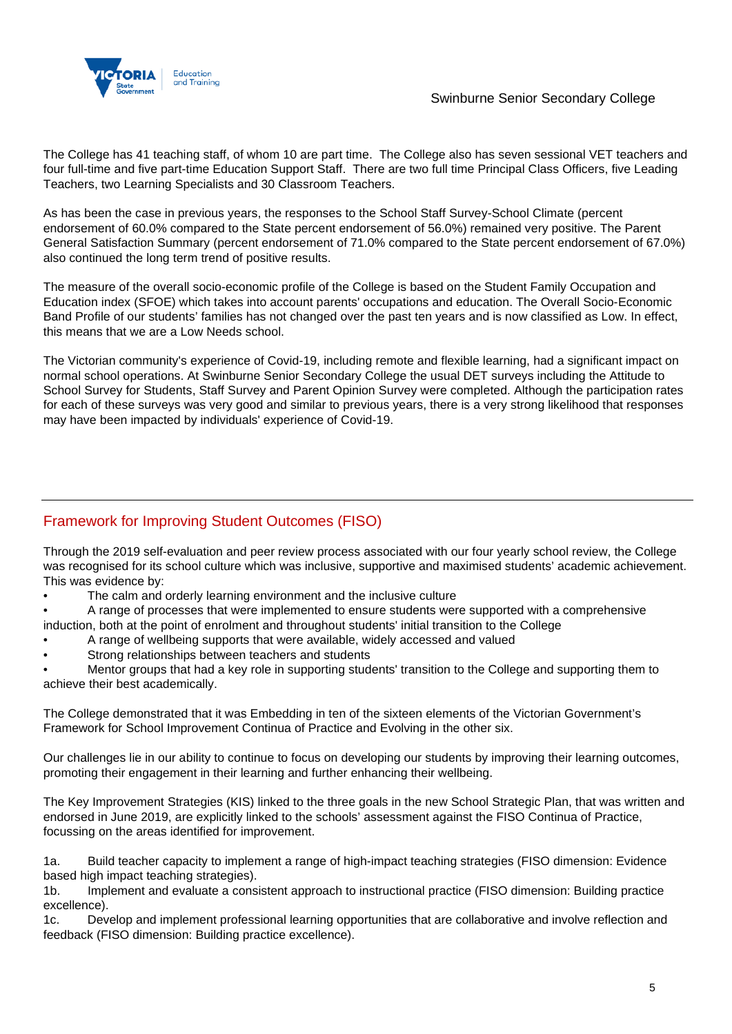The College has 41 teaching staff, of whom 10 are part time.  The College also has seven sessional VET teachers and four full-time and five part-time Education Support Staff.  There are two full time Principal Class Officers, five Leading Teachers, two Learning Specialists and 30 Classroom Teachers.

As has been the case in previous years, the responses to the School Staff Survey-School Climate (percent endorsement of 60.0% compared to the State percent endorsement of 56.0%) remained very positive. The Parent General Satisfaction Summary (percent endorsement of 71.0% compared to the State percent endorsement of 67.0%) also continued the long term trend of positive results.

The measure of the overall socio-economic profile of the College is based on the Student Family Occupation and Education index (SFOE) which takes into account parents' occupations and education. The Overall Socio-Economic Band Profile of our students' families has not changed over the past ten years and is now classified as Low. In effect, this means that we are a Low Needs school.

The Victorian community's experience of Covid-19, including remote and flexible learning, had a significant impact on normal school operations. At Swinburne Senior Secondary College the usual DET surveys including the Attitude to School Survey for Students, Staff Survey and Parent Opinion Survey were completed. Although the participation rates for each of these surveys was very good and similar to previous years, there is a very strong likelihood that responses may have been impacted by individuals' experience of Covid-19.

## Framework for Improving Student Outcomes (FISO)

Through the 2019 self-evaluation and peer review process associated with our four yearly school review, the College was recognised for its school culture which was inclusive, supportive and maximised students' academic achievement. This was evidence by:

- The calm and orderly learning environment and the inclusive culture
- A range of processes that were implemented to ensure students were supported with a comprehensive induction, both at the point of enrolment and throughout students' initial transition to the College
- A range of wellbeing supports that were available, widely accessed and valued
- Strong relationships between teachers and students
- Mentor groups that had a key role in supporting students' transition to the College and supporting them to achieve their best academically.

The College demonstrated that it was Embedding in ten of the sixteen elements of the Victorian Government's Framework for School Improvement Continua of Practice and Evolving in the other six.

Our challenges lie in our ability to continue to focus on developing our students by improving their learning outcomes, promoting their engagement in their learning and further enhancing their wellbeing.

The Key Improvement Strategies (KIS) linked to the three goals in the new School Strategic Plan, that was written and endorsed in June 2019, are explicitly linked to the schools' assessment against the FISO Continua of Practice, focussing on the areas identified for improvement.

1a. Build teacher capacity to implement a range of high-impact teaching strategies (FISO dimension: Evidence based high impact teaching strategies).
1b. Implement and evaluate a consistent approach to instructional practice (FISO dimension: Building practice excellence).
1c. Develop and implement professional learning opportunities that are collaborative and involve reflection and feedback (FISO dimension: Building practice excellence).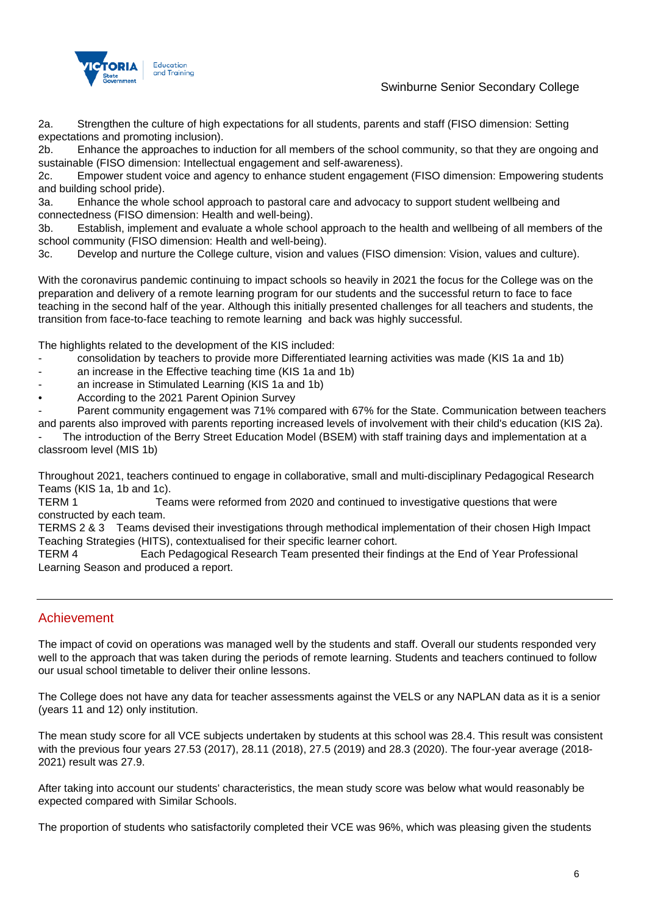2a. Strengthen the culture of high expectations for all students, parents and staff (FISO dimension: Setting expectations and promoting inclusion).
2b. Enhance the approaches to induction for all members of the school community, so that they are ongoing and sustainable (FISO dimension: Intellectual engagement and self-awareness).
2c. Empower student voice and agency to enhance student engagement (FISO dimension: Empowering students and building school pride).
3a. Enhance the whole school approach to pastoral care and advocacy to support student wellbeing and connectedness (FISO dimension: Health and well-being).
3b. Establish, implement and evaluate a whole school approach to the health and wellbeing of all members of the school community (FISO dimension: Health and well-being).
3c. Develop and nurture the College culture, vision and values (FISO dimension: Vision, values and culture).

With the coronavirus pandemic continuing to impact schools so heavily in 2021 the focus for the College was on the preparation and delivery of a remote learning program for our students and the successful return to face to face teaching in the second half of the year. Although this initially presented challenges for all teachers and students, the transition from face-to-face teaching to remote learning and back was highly successful.

The highlights related to the development of the KIS included:

- consolidation by teachers to provide more Differentiated learning activities was made (KIS 1a and 1b)
- an increase in the Effective teaching time (KIS 1a and 1b)
- an increase in Stimulated Learning (KIS 1a and 1b)
- According to the 2021 Parent Opinion Survey
- Parent community engagement was 71% compared with 67% for the State. Communication between teachers and parents also improved with parents reporting increased levels of involvement with their child's education (KIS 2a).
- The introduction of the Berry Street Education Model (BSEM) with staff training days and implementation at a classroom level (MIS 1b)

Throughout 2021, teachers continued to engage in collaborative, small and multi-disciplinary Pedagogical Research Teams (KIS 1a, 1b and 1c).
TERM 1 Teams were reformed from 2020 and continued to investigative questions that were constructed by each team.
TERMS 2 & 3 Teams devised their investigations through methodical implementation of their chosen High Impact Teaching Strategies (HITS), contextualised for their specific learner cohort.
TERM 4 Each Pedagogical Research Team presented their findings at the End of Year Professional Learning Season and produced a report.

## Achievement

The impact of covid on operations was managed well by the students and staff. Overall our students responded very well to the approach that was taken during the periods of remote learning. Students and teachers continued to follow our usual school timetable to deliver their online lessons.

The College does not have any data for teacher assessments against the VELS or any NAPLAN data as it is a senior (years 11 and 12) only institution.

The mean study score for all VCE subjects undertaken by students at this school was 28.4. This result was consistent with the previous four years 27.53 (2017), 28.11 (2018), 27.5 (2019) and 28.3 (2020). The four-year average (2018-2021) result was 27.9.

After taking into account our students' characteristics, the mean study score was below what would reasonably be expected compared with Similar Schools.

The proportion of students who satisfactorily completed their VCE was 96%, which was pleasing given the students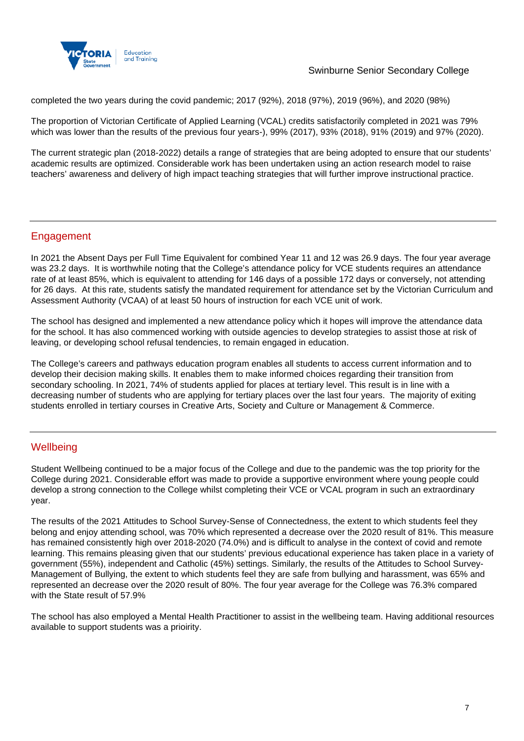completed the two years during the covid pandemic; 2017 (92%), 2018 (97%), 2019 (96%), and 2020 (98%)

The proportion of Victorian Certificate of Applied Learning (VCAL) credits satisfactorily completed in 2021 was 79% which was lower than the results of the previous four years-), 99% (2017), 93% (2018), 91% (2019) and 97% (2020).

The current strategic plan (2018-2022) details a range of strategies that are being adopted to ensure that our students' academic results are optimized. Considerable work has been undertaken using an action research model to raise teachers' awareness and delivery of high impact teaching strategies that will further improve instructional practice.

## Engagement

In 2021 the Absent Days per Full Time Equivalent for combined Year 11 and 12 was 26.9 days. The four year average was 23.2 days. It is worthwhile noting that the College's attendance policy for VCE students requires an attendance rate of at least 85%, which is equivalent to attending for 146 days of a possible 172 days or conversely, not attending for 26 days. At this rate, students satisfy the mandated requirement for attendance set by the Victorian Curriculum and Assessment Authority (VCAA) of at least 50 hours of instruction for each VCE unit of work.

The school has designed and implemented a new attendance policy which it hopes will improve the attendance data for the school. It has also commenced working with outside agencies to develop strategies to assist those at risk of leaving, or developing school refusal tendencies, to remain engaged in education.

The College's careers and pathways education program enables all students to access current information and to develop their decision making skills. It enables them to make informed choices regarding their transition from secondary schooling. In 2021, 74% of students applied for places at tertiary level. This result is in line with a decreasing number of students who are applying for tertiary places over the last four years. The majority of exiting students enrolled in tertiary courses in Creative Arts, Society and Culture or Management & Commerce.

## Wellbeing

Student Wellbeing continued to be a major focus of the College and due to the pandemic was the top priority for the College during 2021. Considerable effort was made to provide a supportive environment where young people could develop a strong connection to the College whilst completing their VCE or VCAL program in such an extraordinary year.

The results of the 2021 Attitudes to School Survey-Sense of Connectedness, the extent to which students feel they belong and enjoy attending school, was 70% which represented a decrease over the 2020 result of 81%. This measure has remained consistently high over 2018-2020 (74.0%) and is difficult to analyse in the context of covid and remote learning. This remains pleasing given that our students' previous educational experience has taken place in a variety of government (55%), independent and Catholic (45%) settings. Similarly, the results of the Attitudes to School Survey-Management of Bullying, the extent to which students feel they are safe from bullying and harassment, was 65% and represented an decrease over the 2020 result of 80%. The four year average for the College was 76.3% compared with the State result of 57.9%

The school has also employed a Mental Health Practitioner to assist in the wellbeing team. Having additional resources available to support students was a prioirity.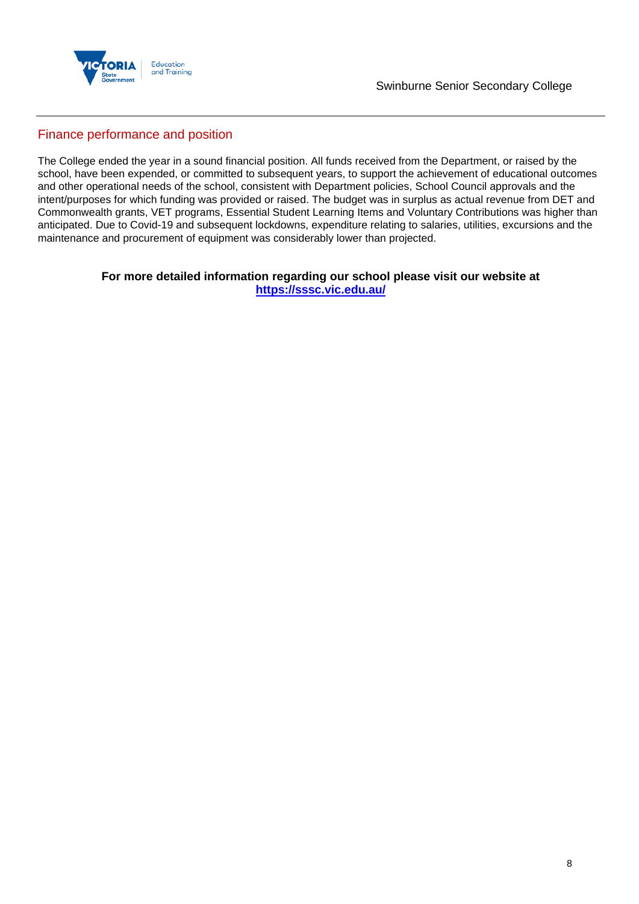## Finance performance and position

The College ended the year in a sound financial position. All funds received from the Department, or raised by the school, have been expended, or committed to subsequent years, to support the achievement of educational outcomes and other operational needs of the school, consistent with Department policies, School Council approvals and the intent/purposes for which funding was provided or raised. The budget was in surplus as actual revenue from DET and Commonwealth grants, VET programs, Essential Student Learning Items and Voluntary Contributions was higher than anticipated. Due to Covid-19 and subsequent lockdowns, expenditure relating to salaries, utilities, excursions and the maintenance and procurement of equipment was considerably lower than projected.

**For more detailed information regarding our school please visit our website at [https://sssc.vic.edu.au/](https://sssc.vic.edu.au/)**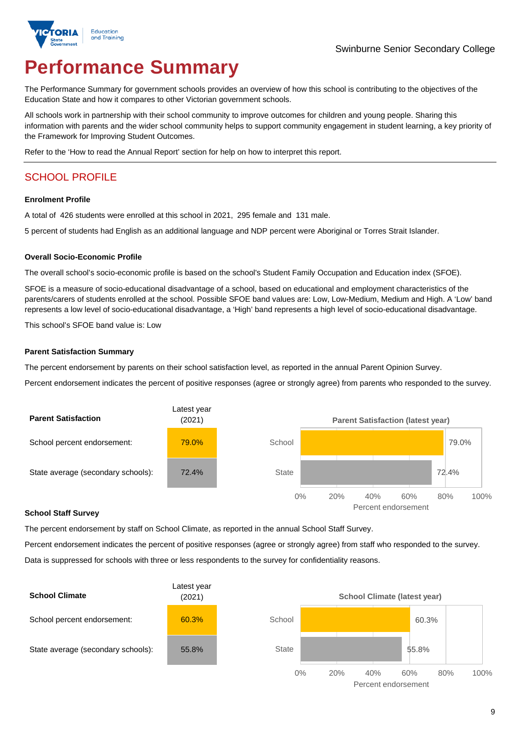Swinburne Senior Secondary College

# Performance Summary

The Performance Summary for government schools provides an overview of how this school is contributing to the objectives of the Education State and how it compares to other Victorian government schools.

All schools work in partnership with their school community to improve outcomes for children and young people. Sharing this information with parents and the wider school community helps to support community engagement in student learning, a key priority of the Framework for Improving Student Outcomes.

Refer to the 'How to read the Annual Report' section for help on how to interpret this report.

## SCHOOL PROFILE

### Enrolment Profile

A total of 426 students were enrolled at this school in 2021, 295 female and 131 male.

5 percent of students had English as an additional language and NDP percent were Aboriginal or Torres Strait Islander.

### Overall Socio-Economic Profile

The overall school's socio-economic profile is based on the school's Student Family Occupation and Education index (SFOE).

SFOE is a measure of socio-educational disadvantage of a school, based on educational and employment characteristics of the parents/carers of students enrolled at the school. Possible SFOE band values are: Low, Low-Medium, Medium and High. A 'Low' band represents a low level of socio-educational disadvantage, a 'High' band represents a high level of socio-educational disadvantage.

This school's SFOE band value is: Low

### Parent Satisfaction Summary

The percent endorsement by parents on their school satisfaction level, as reported in the annual Parent Opinion Survey.

Percent endorsement indicates the percent of positive responses (agree or strongly agree) from parents who responded to the survey.

| Parent Satisfaction | Latest year (2021) |
|---|---|
| School percent endorsement: | 79.0% |
| State average (secondary schools): | 72.4% |

**Parent Satisfaction (latest year)**

| | Percent endorsement |
|---|---|
| School | 79.0% |
| State | 72.4% |

### School Staff Survey

The percent endorsement by staff on School Climate, as reported in the annual School Staff Survey.

Percent endorsement indicates the percent of positive responses (agree or strongly agree) from staff who responded to the survey.

Data is suppressed for schools with three or less respondents to the survey for confidentiality reasons.

| School Climate | Latest year (2021) |
|---|---|
| School percent endorsement: | 60.3% |
| State average (secondary schools): | 55.8% |

**School Climate (latest year)**

| | Percent endorsement |
|---|---|
| School | 60.3% |
| State | 55.8% |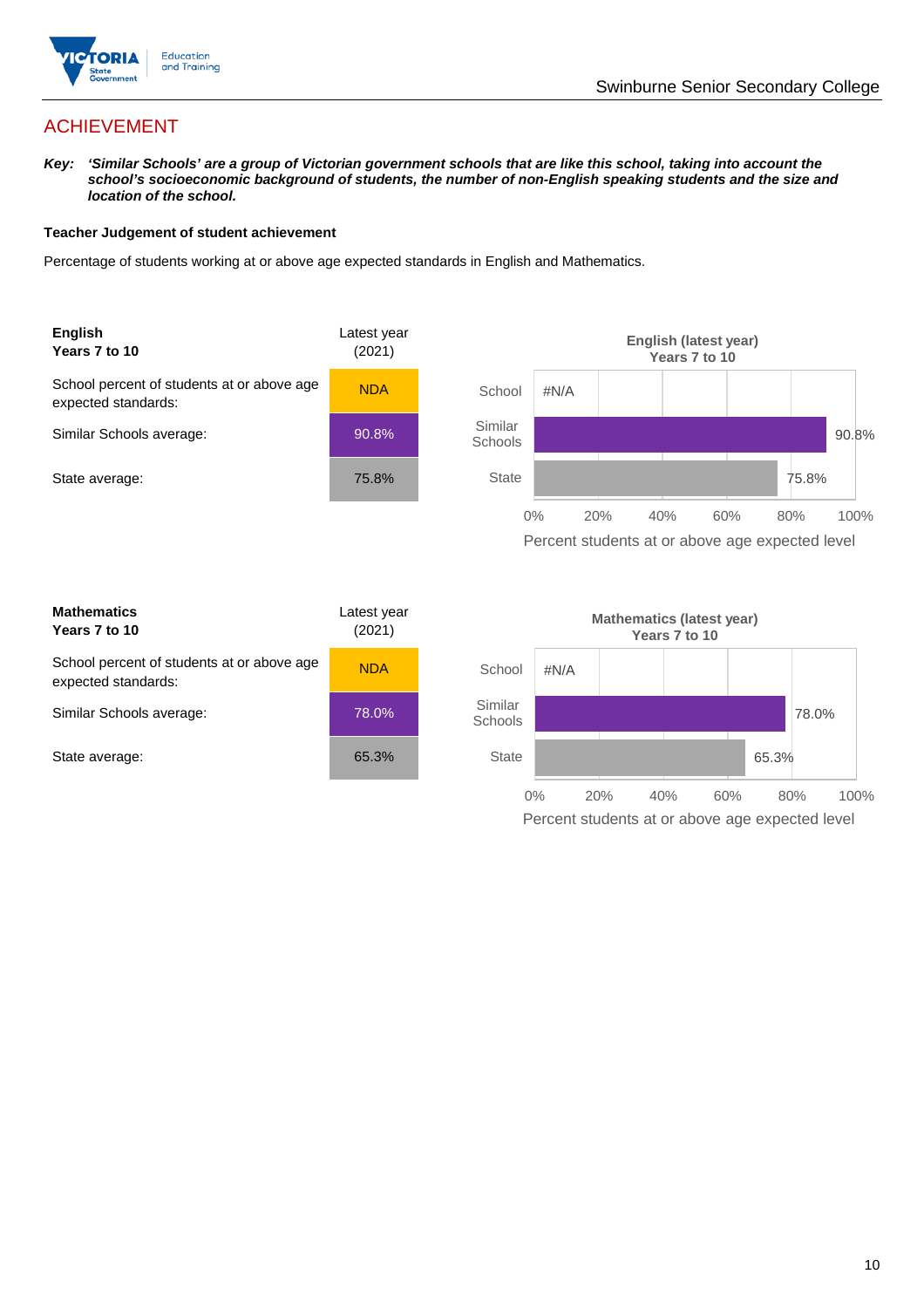## ACHIEVEMENT

***Key:*** ***'Similar Schools' are a group of Victorian government schools that are like this school, taking into account the school's socioeconomic background of students, the number of non-English speaking students and the size and location of the school.***

### Teacher Judgement of student achievement

Percentage of students working at or above age expected standards in English and Mathematics.

| **English Years 7 to 10** | Latest year (2021) |
|---|---|
| School percent of students at or above age expected standards: | NDA |
| Similar Schools average: | 90.8% |
| State average: | 75.8% |

**English (latest year) Years 7 to 10**

| | Percent students at or above age expected level |
|---|---|
| School | #N/A |
| Similar Schools | 90.8% |
| State | 75.8% |

| **Mathematics Years 7 to 10** | Latest year (2021) |
|---|---|
| School percent of students at or above age expected standards: | NDA |
| Similar Schools average: | 78.0% |
| State average: | 65.3% |

**Mathematics (latest year) Years 7 to 10**

| | Percent students at or above age expected level |
|---|---|
| School | #N/A |
| Similar Schools | 78.0% |
| State | 65.3% |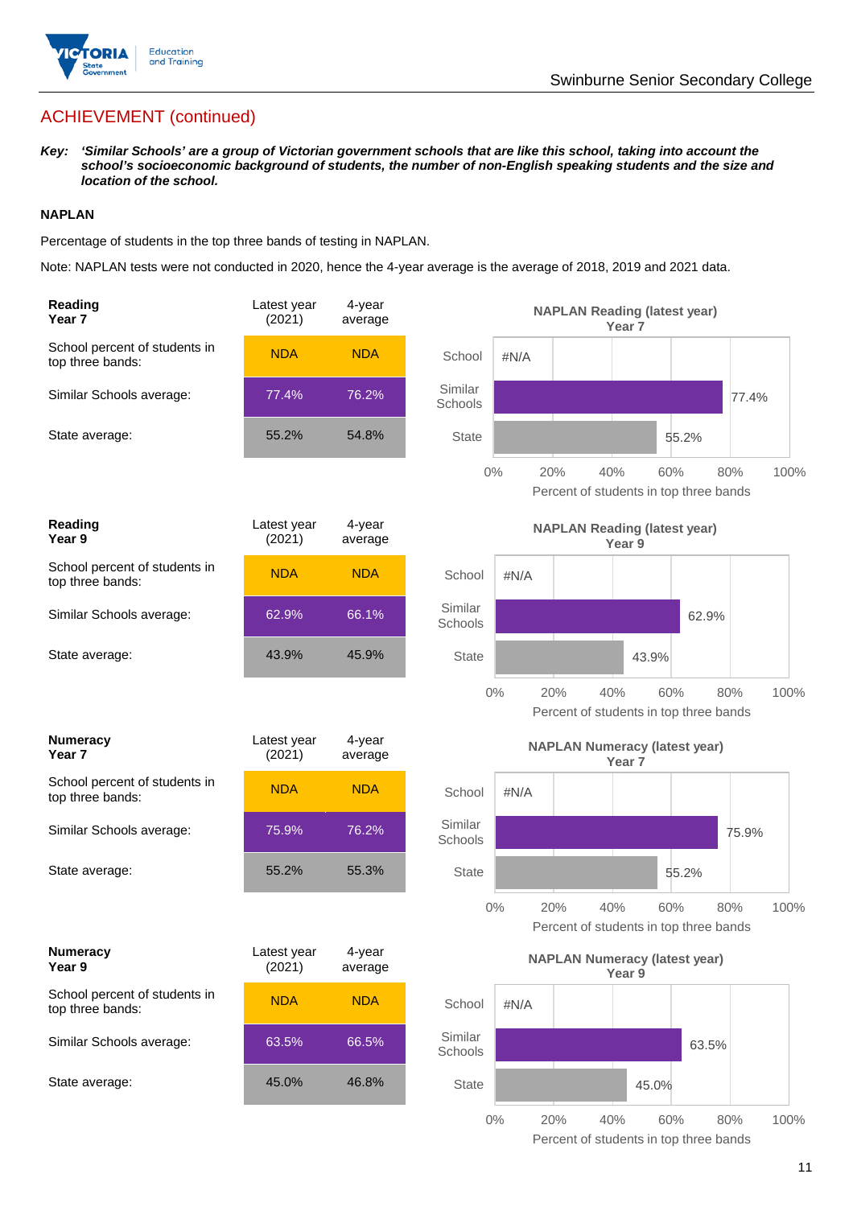## ACHIEVEMENT (continued)

***Key:*** ***'Similar Schools' are a group of Victorian government schools that are like this school, taking into account the school's socioeconomic background of students, the number of non-English speaking students and the size and location of the school.***

**NAPLAN**

Percentage of students in the top three bands of testing in NAPLAN.

Note: NAPLAN tests were not conducted in 2020, hence the 4-year average is the average of 2018, 2019 and 2021 data.

| **Reading Year 7** | Latest year (2021) | 4-year average |
|---|---|---|
| School percent of students in top three bands: | NDA | NDA |
| Similar Schools average: | 77.4% | 76.2% |
| State average: | 55.2% | 54.8% |

**NAPLAN Reading (latest year) Year 7**

| | Percent of students in top three bands |
|---|---|
| School | #N/A |
| Similar Schools | 77.4% |
| State | 55.2% |

| **Reading Year 9** | Latest year (2021) | 4-year average |
|---|---|---|
| School percent of students in top three bands: | NDA | NDA |
| Similar Schools average: | 62.9% | 66.1% |
| State average: | 43.9% | 45.9% |

**NAPLAN Reading (latest year) Year 9**

| | Percent of students in top three bands |
|---|---|
| School | #N/A |
| Similar Schools | 62.9% |
| State | 43.9% |

| **Numeracy Year 7** | Latest year (2021) | 4-year average |
|---|---|---|
| School percent of students in top three bands: | NDA | NDA |
| Similar Schools average: | 75.9% | 76.2% |
| State average: | 55.2% | 55.3% |

**NAPLAN Numeracy (latest year) Year 7**

| | Percent of students in top three bands |
|---|---|
| School | #N/A |
| Similar Schools | 75.9% |
| State | 55.2% |

| **Numeracy Year 9** | Latest year (2021) | 4-year average |
|---|---|---|
| School percent of students in top three bands: | NDA | NDA |
| Similar Schools average: | 63.5% | 66.5% |
| State average: | 45.0% | 46.8% |

**NAPLAN Numeracy (latest year) Year 9**

| | Percent of students in top three bands |
|---|---|
| School | #N/A |
| Similar Schools | 63.5% |
| State | 45.0% |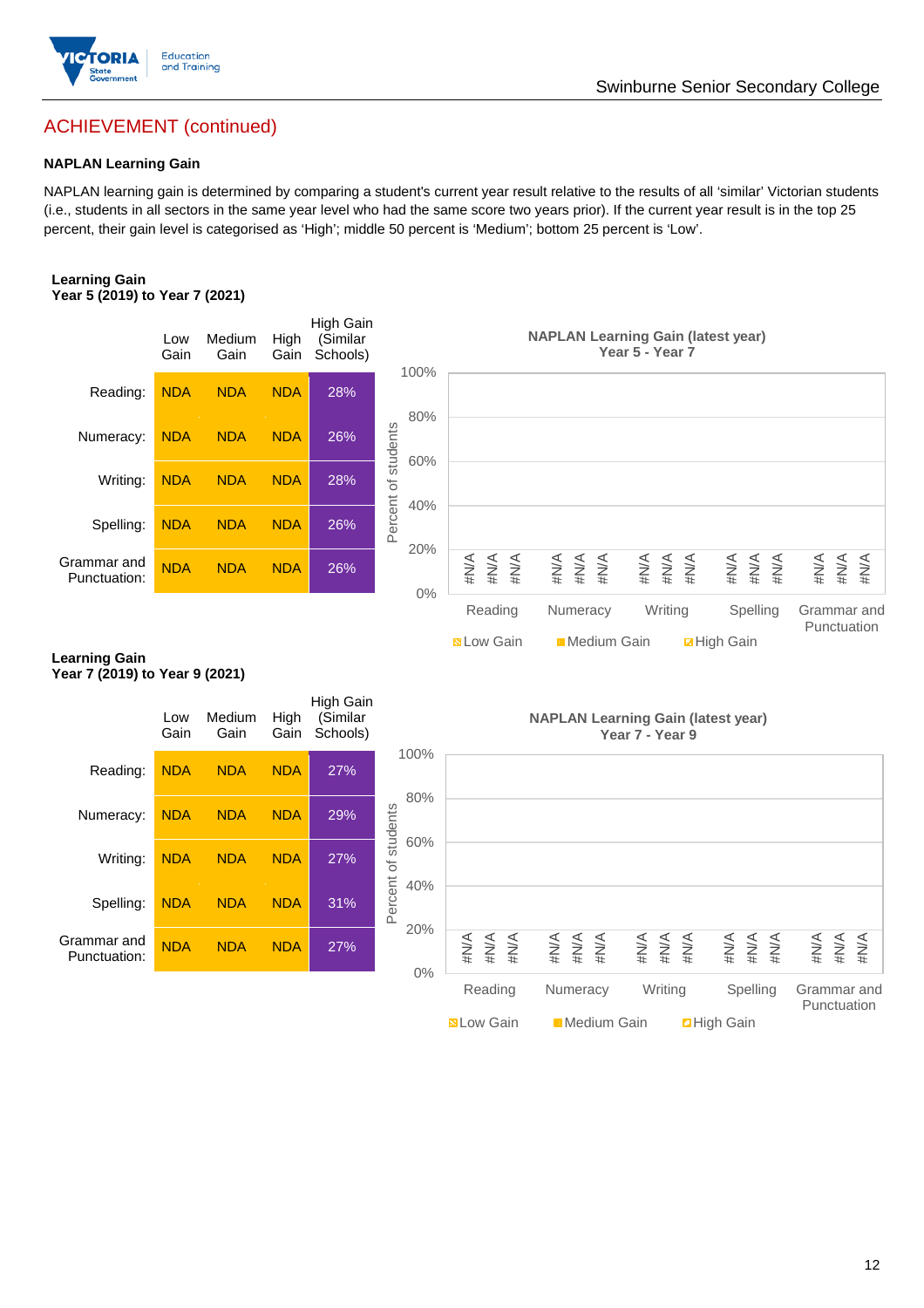## ACHIEVEMENT (continued)

### NAPLAN Learning Gain

NAPLAN learning gain is determined by comparing a student's current year result relative to the results of all 'similar' Victorian students (i.e., students in all sectors in the same year level who had the same score two years prior). If the current year result is in the top 25 percent, their gain level is categorised as 'High'; middle 50 percent is 'Medium'; bottom 25 percent is 'Low'.

**Learning Gain**
**Year 5 (2019) to Year 7 (2021)**

| | Low Gain | Medium Gain | High Gain | High Gain (Similar Schools) |
|---|---|---|---|---|
| Reading: | NDA | NDA | NDA | 28% |
| Numeracy: | NDA | NDA | NDA | 26% |
| Writing: | NDA | NDA | NDA | 28% |
| Spelling: | NDA | NDA | NDA | 26% |
| Grammar and Punctuation: | NDA | NDA | NDA | 26% |

**NAPLAN Learning Gain (latest year)**
**Year 5 - Year 7**

| | Low Gain | Medium Gain | High Gain |
|---|---|---|---|
| Reading | #N/A | #N/A | #N/A |
| Numeracy | #N/A | #N/A | #N/A |
| Writing | #N/A | #N/A | #N/A |
| Spelling | #N/A | #N/A | #N/A |
| Grammar and Punctuation | #N/A | #N/A | #N/A |

**Learning Gain**
**Year 7 (2019) to Year 9 (2021)**

| | Low Gain | Medium Gain | High Gain | High Gain (Similar Schools) |
|---|---|---|---|---|
| Reading: | NDA | NDA | NDA | 27% |
| Numeracy: | NDA | NDA | NDA | 29% |
| Writing: | NDA | NDA | NDA | 27% |
| Spelling: | NDA | NDA | NDA | 31% |
| Grammar and Punctuation: | NDA | NDA | NDA | 27% |

**NAPLAN Learning Gain (latest year)**
**Year 7 - Year 9**

| | Low Gain | Medium Gain | High Gain |
|---|---|---|---|
| Reading | #N/A | #N/A | #N/A |
| Numeracy | #N/A | #N/A | #N/A |
| Writing | #N/A | #N/A | #N/A |
| Spelling | #N/A | #N/A | #N/A |
| Grammar and Punctuation | #N/A | #N/A | #N/A |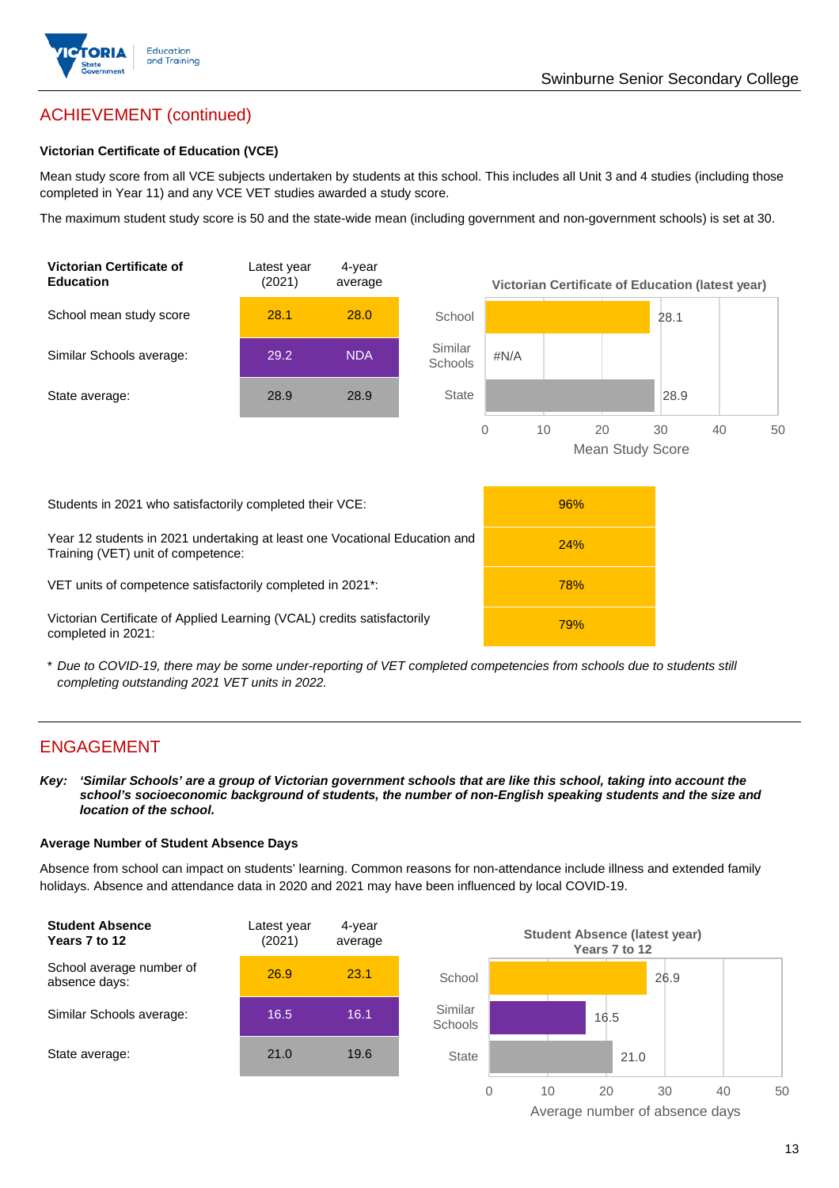## ACHIEVEMENT (continued)

### Victorian Certificate of Education (VCE)

Mean study score from all VCE subjects undertaken by students at this school. This includes all Unit 3 and 4 studies (including those completed in Year 11) and any VCE VET studies awarded a study score.

The maximum student study score is 50 and the state-wide mean (including government and non-government schools) is set at 30.

| Victorian Certificate of Education | Latest year (2021) | 4-year average |
|---|---|---|
| School mean study score | 28.1 | 28.0 |
| Similar Schools average: | 29.2 | NDA |
| State average: | 28.9 | 28.9 |

**Victorian Certificate of Education (latest year)**

| | Mean Study Score |
|---|---|
| School | 28.1 |
| Similar Schools | #N/A |
| State | 28.9 |

| | |
|---|---|
| Students in 2021 who satisfactorily completed their VCE: | 96% |
| Year 12 students in 2021 undertaking at least one Vocational Education and Training (VET) unit of competence: | 24% |
| VET units of competence satisfactorily completed in 2021*: | 78% |
| Victorian Certificate of Applied Learning (VCAL) credits satisfactorily completed in 2021: | 79% |

\* *Due to COVID-19, there may be some under-reporting of VET completed competencies from schools due to students still completing outstanding 2021 VET units in 2022.*

## ENGAGEMENT

***Key:*** ***'Similar Schools' are a group of Victorian government schools that are like this school, taking into account the school's socioeconomic background of students, the number of non-English speaking students and the size and location of the school.***

### Average Number of Student Absence Days

Absence from school can impact on students' learning. Common reasons for non-attendance include illness and extended family holidays. Absence and attendance data in 2020 and 2021 may have been influenced by local COVID-19.

| Student Absence Years 7 to 12 | Latest year (2021) | 4-year average |
|---|---|---|
| School average number of absence days: | 26.9 | 23.1 |
| Similar Schools average: | 16.5 | 16.1 |
| State average: | 21.0 | 19.6 |

**Student Absence (latest year) Years 7 to 12**

| | Average number of absence days |
|---|---|
| School | 26.9 |
| Similar Schools | 16.5 |
| State | 21.0 |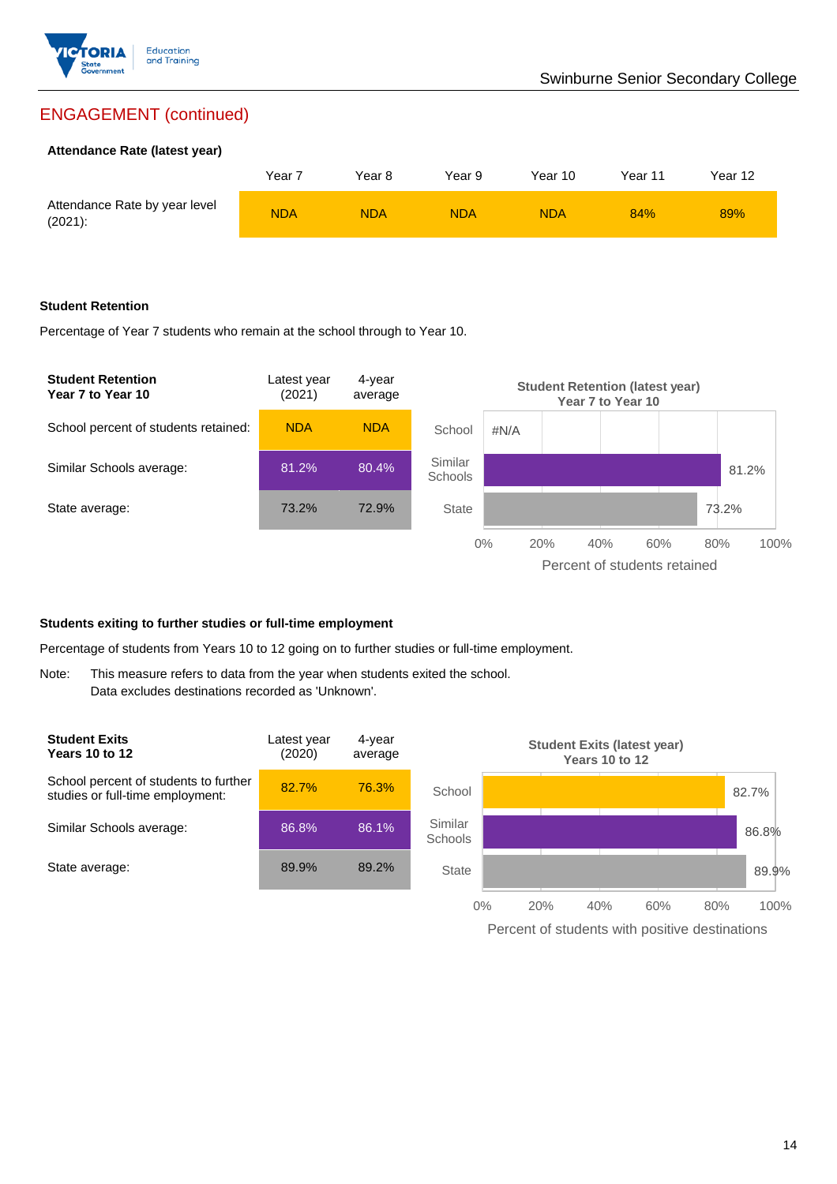## ENGAGEMENT (continued)

**Attendance Rate (latest year)**

| | Year 7 | Year 8 | Year 9 | Year 10 | Year 11 | Year 12 |
|---|---|---|---|---|---|---|
| Attendance Rate by year level (2021): | NDA | NDA | NDA | NDA | 84% | 89% |

**Student Retention**

Percentage of Year 7 students who remain at the school through to Year 10.

| Student Retention Year 7 to Year 10 | Latest year (2021) | 4-year average |
|---|---|---|
| School percent of students retained: | NDA | NDA |
| Similar Schools average: | 81.2% | 80.4% |
| State average: | 73.2% | 72.9% |

**Students exiting to further studies or full-time employment**

Percentage of students from Years 10 to 12 going on to further studies or full-time employment.

Note: This measure refers to data from the year when students exited the school. Data excludes destinations recorded as 'Unknown'.

| Student Exits Years 10 to 12 | Latest year (2020) | 4-year average |
|---|---|---|
| School percent of students to further studies or full-time employment: | 82.7% | 76.3% |
| Similar Schools average: | 86.8% | 86.1% |
| State average: | 89.9% | 89.2% |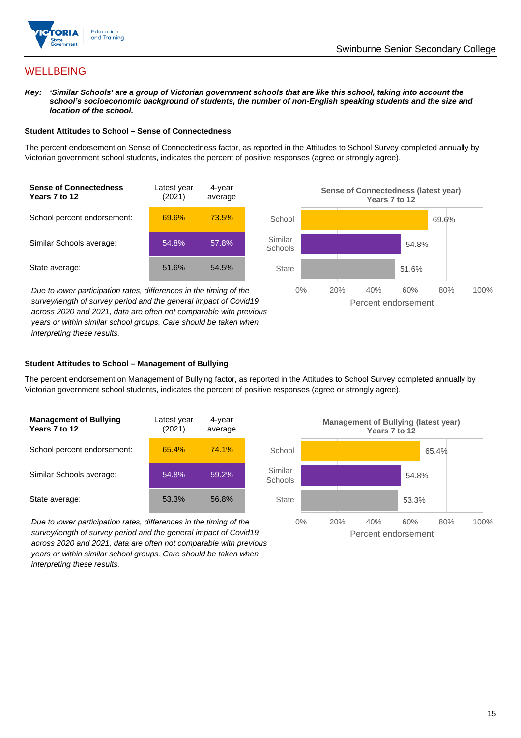## WELLBEING

***Key:*** ***'Similar Schools' are a group of Victorian government schools that are like this school, taking into account the school's socioeconomic background of students, the number of non-English speaking students and the size and location of the school.***

**Student Attitudes to School – Sense of Connectedness**

The percent endorsement on Sense of Connectedness factor, as reported in the Attitudes to School Survey completed annually by Victorian government school students, indicates the percent of positive responses (agree or strongly agree).

| Sense of Connectedness Years 7 to 12 | Latest year (2021) | 4-year average |
|---|---|---|
| School percent endorsement: | 69.6% | 73.5% |
| Similar Schools average: | 54.8% | 57.8% |
| State average: | 51.6% | 54.5% |

*Due to lower participation rates, differences in the timing of the survey/length of survey period and the general impact of Covid19 across 2020 and 2021, data are often not comparable with previous years or within similar school groups. Care should be taken when interpreting these results.*

**Sense of Connectedness (latest year) Years 7 to 12**

| | Percent endorsement |
|---|---|
| School | 69.6% |
| Similar Schools | 54.8% |
| State | 51.6% |

**Student Attitudes to School – Management of Bullying**

The percent endorsement on Management of Bullying factor, as reported in the Attitudes to School Survey completed annually by Victorian government school students, indicates the percent of positive responses (agree or strongly agree).

| Management of Bullying Years 7 to 12 | Latest year (2021) | 4-year average |
|---|---|---|
| School percent endorsement: | 65.4% | 74.1% |
| Similar Schools average: | 54.8% | 59.2% |
| State average: | 53.3% | 56.8% |

*Due to lower participation rates, differences in the timing of the survey/length of survey period and the general impact of Covid19 across 2020 and 2021, data are often not comparable with previous years or within similar school groups. Care should be taken when interpreting these results.*

**Management of Bullying (latest year) Years 7 to 12**

| | Percent endorsement |
|---|---|
| School | 65.4% |
| Similar Schools | 54.8% |
| State | 53.3% |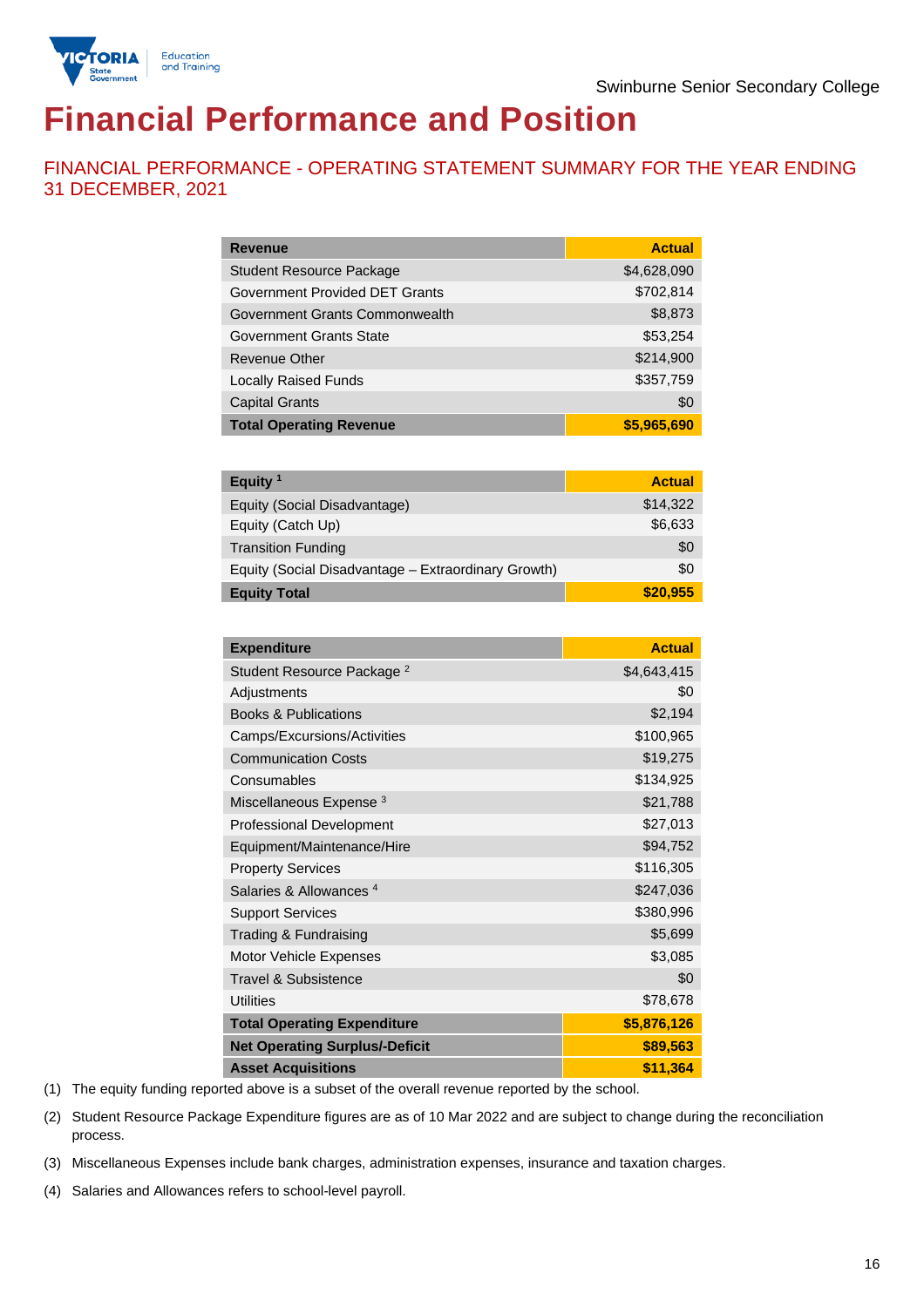Swinburne Senior Secondary College

# Financial Performance and Position

## FINANCIAL PERFORMANCE - OPERATING STATEMENT SUMMARY FOR THE YEAR ENDING 31 DECEMBER, 2021

| Revenue | Actual |
|---|---|
| Student Resource Package | $4,628,090 |
| Government Provided DET Grants | $702,814 |
| Government Grants Commonwealth | $8,873 |
| Government Grants State | $53,254 |
| Revenue Other | $214,900 |
| Locally Raised Funds | $357,759 |
| Capital Grants | $0 |
| **Total Operating Revenue** | **$5,965,690** |

| Equity [1] | Actual |
|---|---|
| Equity (Social Disadvantage) | $14,322 |
| Equity (Catch Up) | $6,633 |
| Transition Funding | $0 |
| Equity (Social Disadvantage – Extraordinary Growth) | $0 |
| **Equity Total** | **$20,955** |

| Expenditure | Actual |
|---|---|
| Student Resource Package [2] | $4,643,415 |
| Adjustments | $0 |
| Books & Publications | $2,194 |
| Camps/Excursions/Activities | $100,965 |
| Communication Costs | $19,275 |
| Consumables | $134,925 |
| Miscellaneous Expense [3] | $21,788 |
| Professional Development | $27,013 |
| Equipment/Maintenance/Hire | $94,752 |
| Property Services | $116,305 |
| Salaries & Allowances [4] | $247,036 |
| Support Services | $380,996 |
| Trading & Fundraising | $5,699 |
| Motor Vehicle Expenses | $3,085 |
| Travel & Subsistence | $0 |
| Utilities | $78,678 |
| **Total Operating Expenditure** | **$5,876,126** |
| **Net Operating Surplus/-Deficit** | **$89,563** |
| **Asset Acquisitions** | **$11,364** |

(1) The equity funding reported above is a subset of the overall revenue reported by the school.

(2) Student Resource Package Expenditure figures are as of 10 Mar 2022 and are subject to change during the reconciliation process.

(3) Miscellaneous Expenses include bank charges, administration expenses, insurance and taxation charges.

(4) Salaries and Allowances refers to school-level payroll.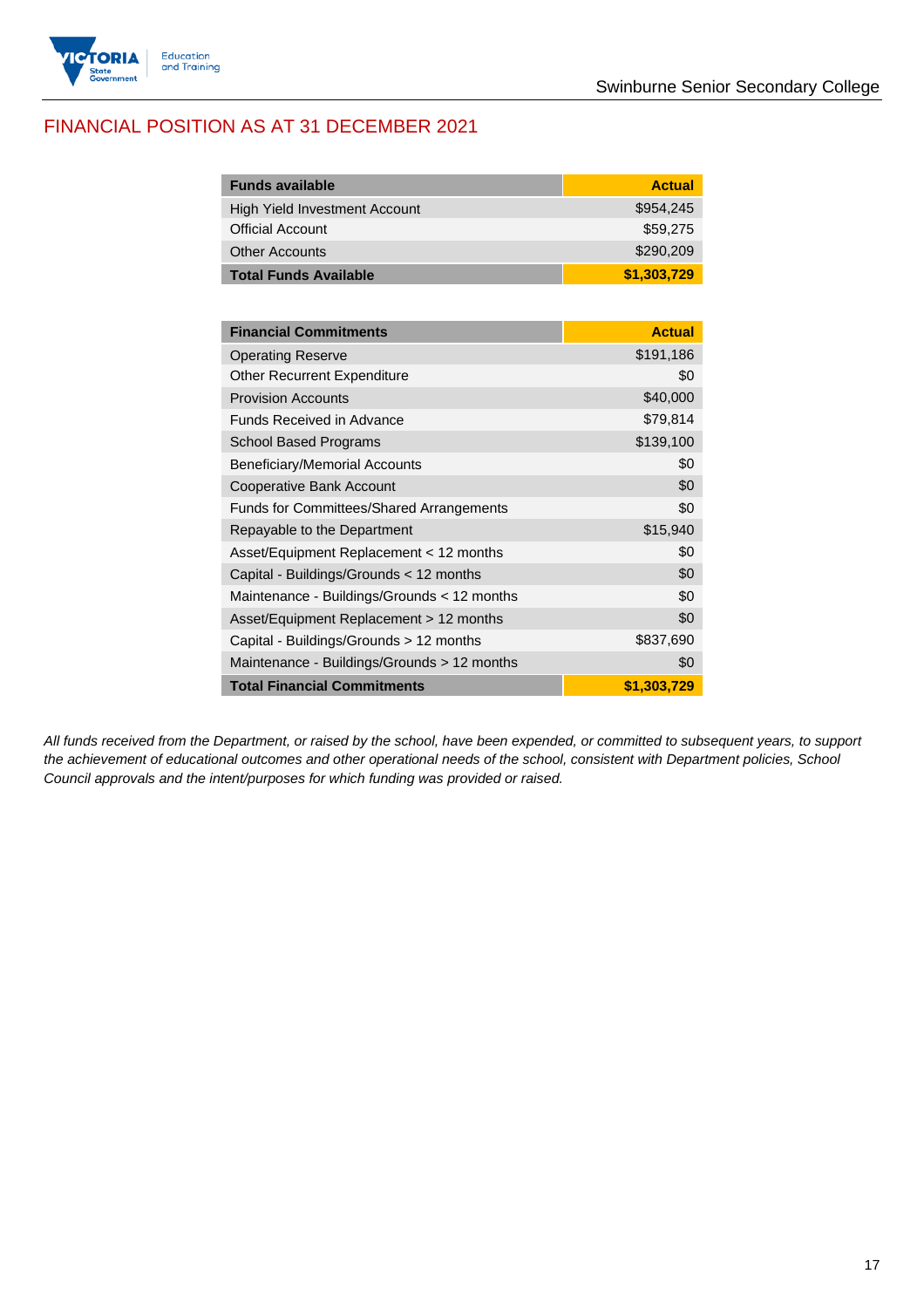# FINANCIAL POSITION AS AT 31 DECEMBER 2021

| Funds available | Actual |
|---|---|
| High Yield Investment Account | $954,245 |
| Official Account | $59,275 |
| Other Accounts | $290,209 |
| **Total Funds Available** | **$1,303,729** |

| Financial Commitments | Actual |
|---|---|
| Operating Reserve | $191,186 |
| Other Recurrent Expenditure | $0 |
| Provision Accounts | $40,000 |
| Funds Received in Advance | $79,814 |
| School Based Programs | $139,100 |
| Beneficiary/Memorial Accounts | $0 |
| Cooperative Bank Account | $0 |
| Funds for Committees/Shared Arrangements | $0 |
| Repayable to the Department | $15,940 |
| Asset/Equipment Replacement < 12 months | $0 |
| Capital - Buildings/Grounds < 12 months | $0 |
| Maintenance - Buildings/Grounds < 12 months | $0 |
| Asset/Equipment Replacement > 12 months | $0 |
| Capital - Buildings/Grounds > 12 months | $837,690 |
| Maintenance - Buildings/Grounds > 12 months | $0 |
| **Total Financial Commitments** | **$1,303,729** |

*All funds received from the Department, or raised by the school, have been expended, or committed to subsequent years, to support the achievement of educational outcomes and other operational needs of the school, consistent with Department policies, School Council approvals and the intent/purposes for which funding was provided or raised.*